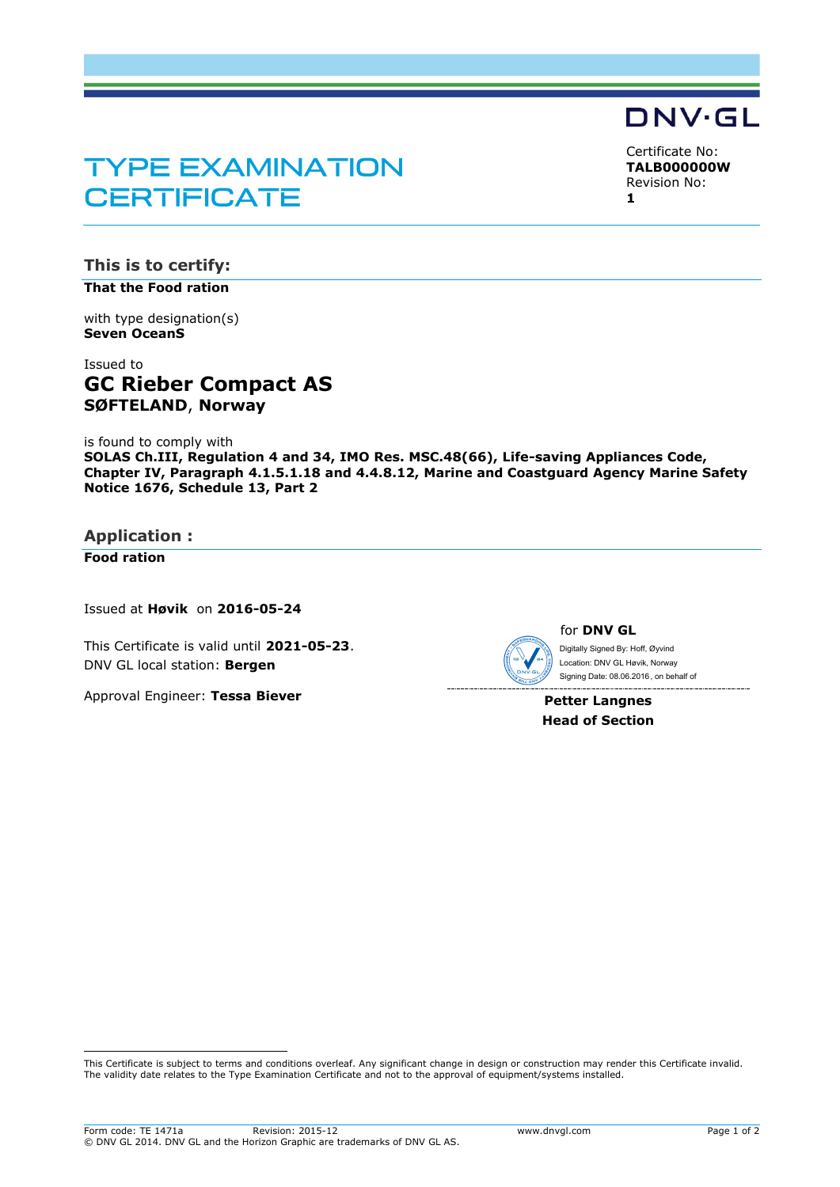DNV·GL

# TYPE EXAMINATION CERTIFICATE

Certificate No:
**TALB000000W**
Revision No:
**1**

## This is to certify:

**That the Food ration**

with type designation(s)
**Seven OceanS**

Issued to
## GC Rieber Compact AS
**SØFTELAND**, **Norway**

is found to comply with
**SOLAS Ch.III, Regulation 4 and 34, IMO Res. MSC.48(66), Life-saving Appliances Code, Chapter IV, Paragraph 4.1.5.1.18 and 4.4.8.12, Marine and Coastguard Agency Marine Safety Notice 1676, Schedule 13, Part 2**

## Application :

**Food ration**

Issued at **Høvik** on **2016-05-24**

This Certificate is valid until **2021-05-23**.
DNV GL local station: **Bergen**

Approval Engineer: **Tessa Biever**

for **DNV GL**

Digitally Signed By: Hoff, Øyvind
Location: DNV GL Høvik, Norway
Signing Date: 08.06.2016 , on behalf of

**Petter Langnes**
**Head of Section**

This Certificate is subject to terms and conditions overleaf. Any significant change in design or construction may render this Certificate invalid.
The validity date relates to the Type Examination Certificate and not to the approval of equipment/systems installed.

Form code: TE 1471a Revision: 2015-12 www.dnvgl.com
© DNV GL 2014. DNV GL and the Horizon Graphic are trademarks of DNV GL AS.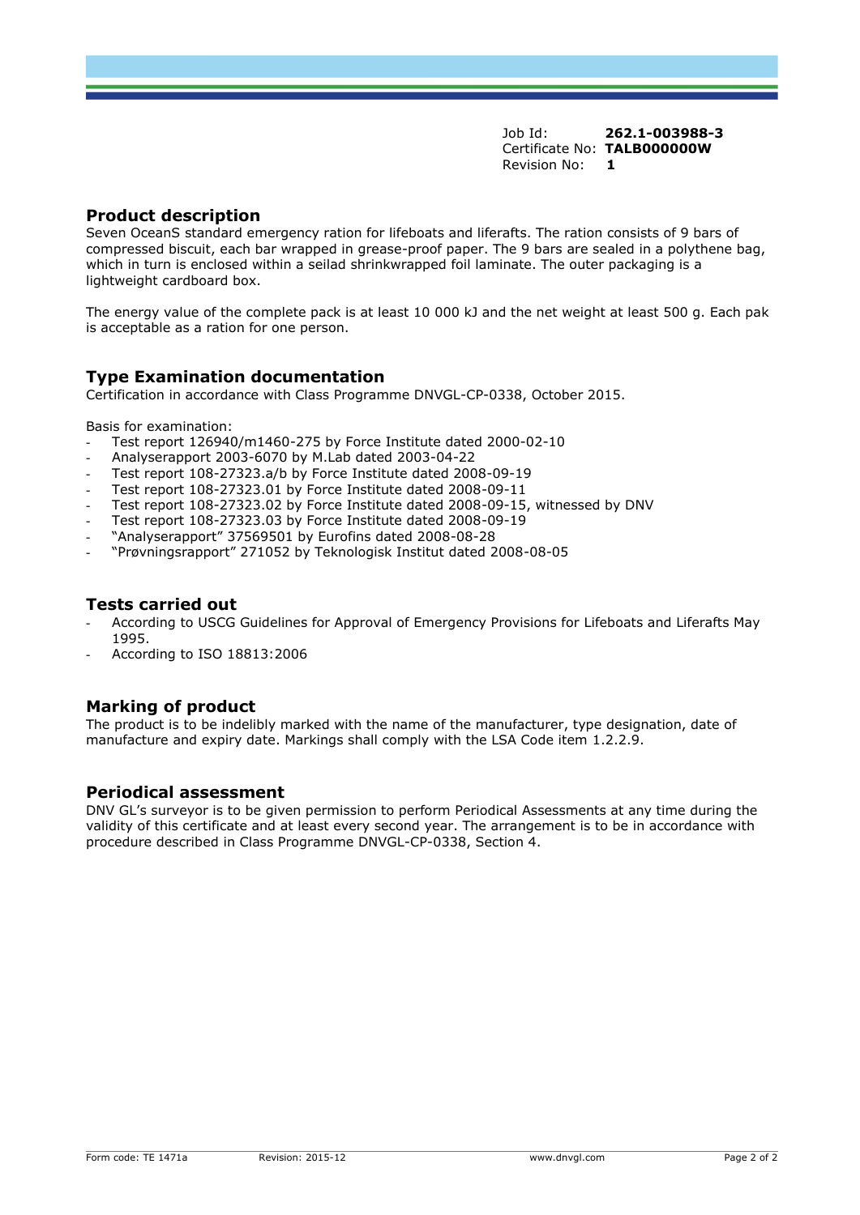Job Id: **262.1-003988-3**
Certificate No: **TALB000000W**
Revision No: **1**

## Product description

Seven OceanS standard emergency ration for lifeboats and liferafts. The ration consists of 9 bars of compressed biscuit, each bar wrapped in grease-proof paper. The 9 bars are sealed in a polythene bag, which in turn is enclosed within a seilad shrinkwrapped foil laminate. The outer packaging is a lightweight cardboard box.

The energy value of the complete pack is at least 10 000 kJ and the net weight at least 500 g. Each pak is acceptable as a ration for one person.

## Type Examination documentation

Certification in accordance with Class Programme DNVGL-CP-0338, October 2015.

Basis for examination:

- Test report 126940/m1460-275 by Force Institute dated 2000-02-10
- Analyserapport 2003-6070 by M.Lab dated 2003-04-22
- Test report 108-27323.a/b by Force Institute dated 2008-09-19
- Test report 108-27323.01 by Force Institute dated 2008-09-11
- Test report 108-27323.02 by Force Institute dated 2008-09-15, witnessed by DNV
- Test report 108-27323.03 by Force Institute dated 2008-09-19
- "Analyserapport" 37569501 by Eurofins dated 2008-08-28
- "Prøvningsrapport" 271052 by Teknologisk Institut dated 2008-08-05

## Tests carried out

- According to USCG Guidelines for Approval of Emergency Provisions for Lifeboats and Liferafts May 1995.
- According to ISO 18813:2006

## Marking of product

The product is to be indelibly marked with the name of the manufacturer, type designation, date of manufacture and expiry date. Markings shall comply with the LSA Code item 1.2.2.9.

## Periodical assessment

DNV GL's surveyor is to be given permission to perform Periodical Assessments at any time during the validity of this certificate and at least every second year. The arrangement is to be in accordance with procedure described in Class Programme DNVGL-CP-0338, Section 4.